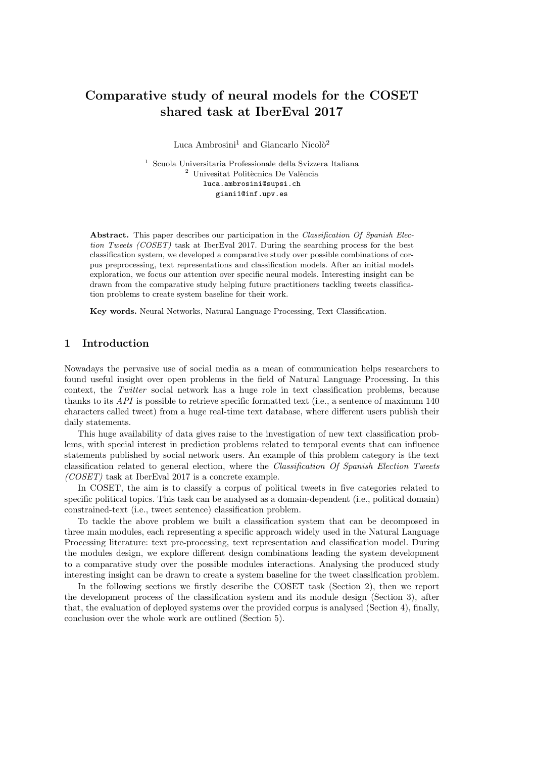# Comparative study of neural models for the COSET shared task at IberEval 2017

Luca Ambrosini[1] and Giancarlo Nicolò[2]

[1] Scuola Universitaria Professionale della Svizzera Italiana
[2] Univesitat Politècnica De València
luca.ambrosini@supsi.ch
giani1@inf.upv.es

**Abstract.** This paper describes our participation in the *Classification Of Spanish Election Tweets (COSET)* task at IberEval 2017. During the searching process for the best classification system, we developed a comparative study over possible combinations of corpus preprocessing, text representations and classification models. After an initial models exploration, we focus our attention over specific neural models. Interesting insight can be drawn from the comparative study helping future practitioners tackling tweets classification problems to create system baseline for their work.

**Key words.** Neural Networks, Natural Language Processing, Text Classification.

## 1 Introduction

Nowadays the pervasive use of social media as a mean of communication helps researchers to found useful insight over open problems in the field of Natural Language Processing. In this context, the *Twitter* social network has a huge role in text classification problems, because thanks to its *API* is possible to retrieve specific formatted text (i.e., a sentence of maximum 140 characters called tweet) from a huge real-time text database, where different users publish their daily statements.

This huge availability of data gives raise to the investigation of new text classification problems, with special interest in prediction problems related to temporal events that can influence statements published by social network users. An example of this problem category is the text classification related to general election, where the *Classification Of Spanish Election Tweets (COSET)* task at IberEval 2017 is a concrete example.

In COSET, the aim is to classify a corpus of political tweets in five categories related to specific political topics. This task can be analysed as a domain-dependent (i.e., political domain) constrained-text (i.e., tweet sentence) classification problem.

To tackle the above problem we built a classification system that can be decomposed in three main modules, each representing a specific approach widely used in the Natural Language Processing literature: text pre-processing, text representation and classification model. During the modules design, we explore different design combinations leading the system development to a comparative study over the possible modules interactions. Analysing the produced study interesting insight can be drawn to create a system baseline for the tweet classification problem.

In the following sections we firstly describe the COSET task (Section 2), then we report the development process of the classification system and its module design (Section 3), after that, the evaluation of deployed systems over the provided corpus is analysed (Section 4), finally, conclusion over the whole work are outlined (Section 5).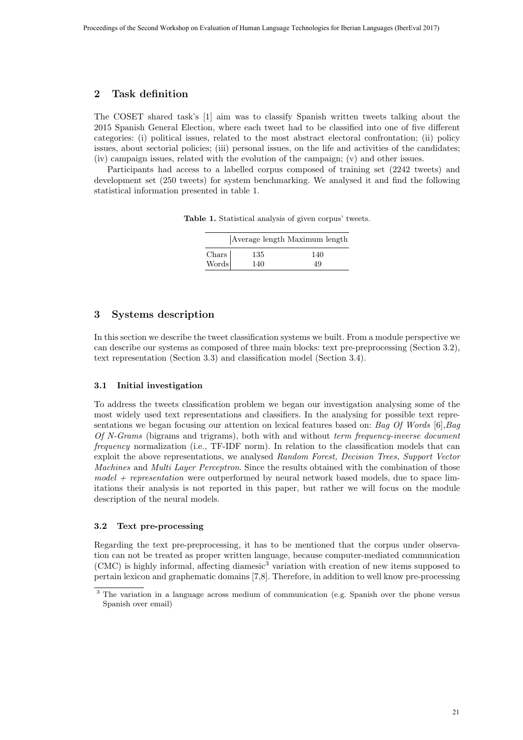## 2 Task definition

The COSET shared task's [1] aim was to classify Spanish written tweets talking about the 2015 Spanish General Election, where each tweet had to be classified into one of five different categories: (i) political issues, related to the most abstract electoral confrontation; (ii) policy issues, about sectorial policies; (iii) personal issues, on the life and activities of the candidates; (iv) campaign issues, related with the evolution of the campaign; (v) and other issues.

Participants had access to a labelled corpus composed of training set (2242 tweets) and development set (250 tweets) for system benchmarking. We analysed it and find the following statistical information presented in table 1.

**Table 1.** Statistical analysis of given corpus' tweets.

| | Average length | Maximum length |
|---|---|---|
| Chars | 135 | 140 |
| Words | 140 | 49 |

## 3 Systems description

In this section we describe the tweet classification systems we built. From a module perspective we can describe our systems as composed of three main blocks: text pre-preprocessing (Section 3.2), text representation (Section 3.3) and classification model (Section 3.4).

### 3.1 Initial investigation

To address the tweets classification problem we began our investigation analysing some of the most widely used text representations and classifiers. In the analysing for possible text representations we began focusing our attention on lexical features based on: *Bag Of Words* [6],*Bag Of N-Grams* (bigrams and trigrams), both with and without *term frequency-inverse document frequency* normalization (i.e., TF-IDF norm). In relation to the classification models that can exploit the above representations, we analysed *Random Forest, Decision Trees*, *Support Vector Machines* and *Multi Layer Perceptron*. Since the results obtained with the combination of those *model + representation* were outperformed by neural network based models, due to space limitations their analysis is not reported in this paper, but rather we will focus on the module description of the neural models.

### 3.2 Text pre-processing

Regarding the text pre-preprocessing, it has to be mentioned that the corpus under observation can not be treated as proper written language, because computer-mediated communication (CMC) is highly informal, affecting diamesic[3] variation with creation of new items supposed to pertain lexicon and graphematic domains [7,8]. Therefore, in addition to well know pre-processing

[3] The variation in a language across medium of communication (e.g. Spanish over the phone versus Spanish over email)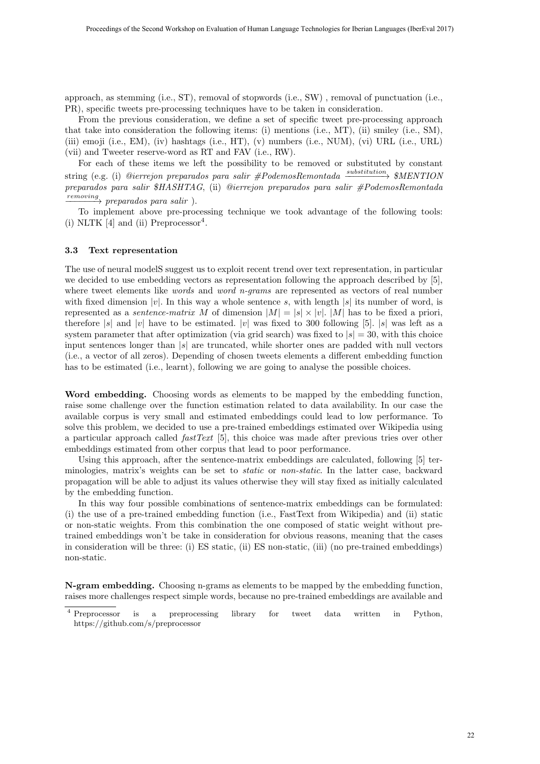approach, as stemming (i.e., ST), removal of stopwords (i.e., SW) , removal of punctuation (i.e., PR), specific tweets pre-processing techniques have to be taken in consideration.

From the previous consideration, we define a set of specific tweet pre-processing approach that take into consideration the following items: (i) mentions (i.e., MT), (ii) smiley (i.e., SM), (iii) emoji (i.e., EM), (iv) hashtags (i.e., HT), (v) numbers (i.e., NUM), (vi) URL (i.e., URL) (vii) and Tweeter reserve-word as RT and FAV (i.e., RW).

For each of these items we left the possibility to be removed or substituted by constant string (e.g. (i) *@ierrejon preparados para salir #PodemosRemontada* $\xrightarrow{substitution}$ *$MENTION preparados para salir $HASHTAG*, (ii) *@ierrejon preparados para salir #PodemosRemontada* $\xrightarrow{removing}$ *preparados para salir* ).

To implement above pre-processing technique we took advantage of the following tools: (i) NLTK [4] and (ii) Preprocessor[4].

### 3.3 Text representation

The use of neural modelS suggest us to exploit recent trend over text representation, in particular we decided to use embedding vectors as representation following the approach described by [5], where tweet elements like *words* and *word n-grams* are represented as vectors of real number with fixed dimension $|v|$. In this way a whole sentence $s$, with length $|s|$ its number of word, is represented as a *sentence-matrix* $M$ of dimension $|M| = |s| \times |v|$. $|M|$ has to be fixed a priori, therefore $|s|$ and $|v|$ have to be estimated. $|v|$ was fixed to 300 following [5]. $|s|$ was left as a system parameter that after optimization (via grid search) was fixed to $|s| = 30$, with this choice input sentences longer than $|s|$ are truncated, while shorter ones are padded with null vectors (i.e., a vector of all zeros). Depending of chosen tweets elements a different embedding function has to be estimated (i.e., learnt), following we are going to analyse the possible choices.

**Word embedding.** Choosing words as elements to be mapped by the embedding function, raise some challenge over the function estimation related to data availability. In our case the available corpus is very small and estimated embeddings could lead to low performance. To solve this problem, we decided to use a pre-trained embeddings estimated over Wikipedia using a particular approach called *fastText* [5], this choice was made after previous tries over other embeddings estimated from other corpus that lead to poor performance.

Using this approach, after the sentence-matrix embeddings are calculated, following [5] terminologies, matrix's weights can be set to *static* or *non-static*. In the latter case, backward propagation will be able to adjust its values otherwise they will stay fixed as initially calculated by the embedding function.

In this way four possible combinations of sentence-matrix embeddings can be formulated: (i) the use of a pre-trained embedding function (i.e., FastText from Wikipedia) and (ii) static or non-static weights. From this combination the one composed of static weight without pre-trained embeddings won't be take in consideration for obvious reasons, meaning that the cases in consideration will be three: (i) ES static, (ii) ES non-static, (iii) (no pre-trained embeddings) non-static.

**N-gram embedding.** Choosing n-grams as elements to be mapped by the embedding function, raises more challenges respect simple words, because no pre-trained embeddings are available and

[4] Preprocessor is a preprocessing library for tweet data written in Python, https://github.com/s/preprocessor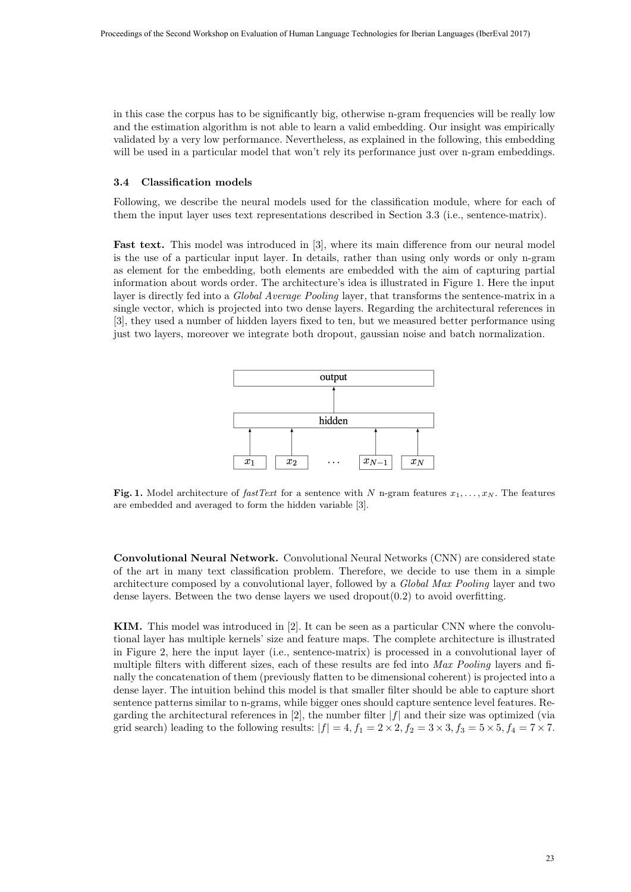in this case the corpus has to be significantly big, otherwise n-gram frequencies will be really low and the estimation algorithm is not able to learn a valid embedding. Our insight was empirically validated by a very low performance. Nevertheless, as explained in the following, this embedding will be used in a particular model that won't rely its performance just over n-gram embeddings.

### 3.4 Classification models

Following, we describe the neural models used for the classification module, where for each of them the input layer uses text representations described in Section 3.3 (i.e., sentence-matrix).

**Fast text.** This model was introduced in [3], where its main difference from our neural model is the use of a particular input layer. In details, rather than using only words or only n-gram as element for the embedding, both elements are embedded with the aim of capturing partial information about words order. The architecture's idea is illustrated in Figure 1. Here the input layer is directly fed into a *Global Average Pooling* layer, that transforms the sentence-matrix in a single vector, which is projected into two dense layers. Regarding the architectural references in [3], they used a number of hidden layers fixed to ten, but we measured better performance using just two layers, moreover we integrate both dropout, gaussian noise and batch normalization.

**Fig. 1.** Model architecture of *fastText* for a sentence with $N$ n-gram features $x_1, \ldots, x_N$. The features are embedded and averaged to form the hidden variable [3].

**Convolutional Neural Network.** Convolutional Neural Networks (CNN) are considered state of the art in many text classification problem. Therefore, we decide to use them in a simple architecture composed by a convolutional layer, followed by a *Global Max Pooling* layer and two dense layers. Between the two dense layers we used dropout(0.2) to avoid overfitting.

**KIM.** This model was introduced in [2]. It can be seen as a particular CNN where the convolutional layer has multiple kernels' size and feature maps. The complete architecture is illustrated in Figure 2, here the input layer (i.e., sentence-matrix) is processed in a convolutional layer of multiple filters with different sizes, each of these results are fed into *Max Pooling* layers and finally the concatenation of them (previously flatten to be dimensional coherent) is projected into a dense layer. The intuition behind this model is that smaller filter should be able to capture short sentence patterns similar to n-grams, while bigger ones should capture sentence level features. Regarding the architectural references in [2], the number filter $|f|$ and their size was optimized (via grid search) leading to the following results: $|f| = 4$, $f_1 = 2 \times 2$, $f_2 = 3 \times 3$, $f_3 = 5 \times 5$, $f_4 = 7 \times 7$.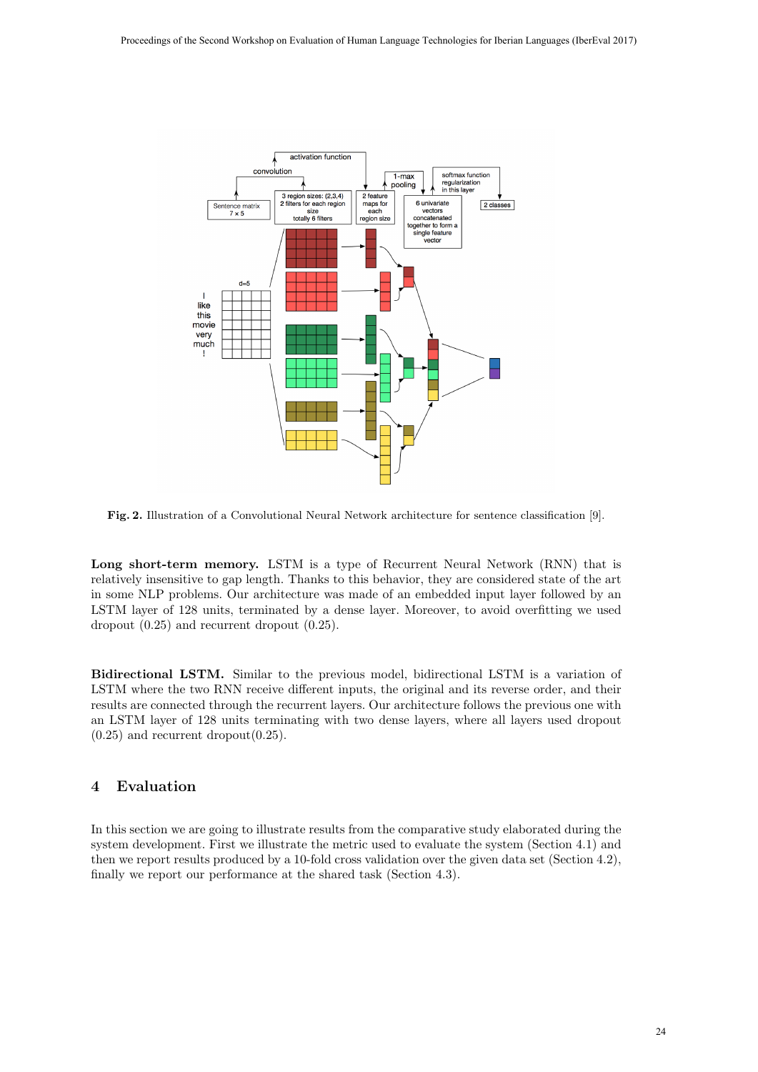Fig. 2. Illustration of a Convolutional Neural Network architecture for sentence classification [9].

**Long short-term memory.** LSTM is a type of Recurrent Neural Network (RNN) that is relatively insensitive to gap length. Thanks to this behavior, they are considered state of the art in some NLP problems. Our architecture was made of an embedded input layer followed by an LSTM layer of 128 units, terminated by a dense layer. Moreover, to avoid overfitting we used dropout (0.25) and recurrent dropout (0.25).

**Bidirectional LSTM.** Similar to the previous model, bidirectional LSTM is a variation of LSTM where the two RNN receive different inputs, the original and its reverse order, and their results are connected through the recurrent layers. Our architecture follows the previous one with an LSTM layer of 128 units terminating with two dense layers, where all layers used dropout (0.25) and recurrent dropout(0.25).

## 4 Evaluation

In this section we are going to illustrate results from the comparative study elaborated during the system development. First we illustrate the metric used to evaluate the system (Section 4.1) and then we report results produced by a 10-fold cross validation over the given data set (Section 4.2), finally we report our performance at the shared task (Section 4.3).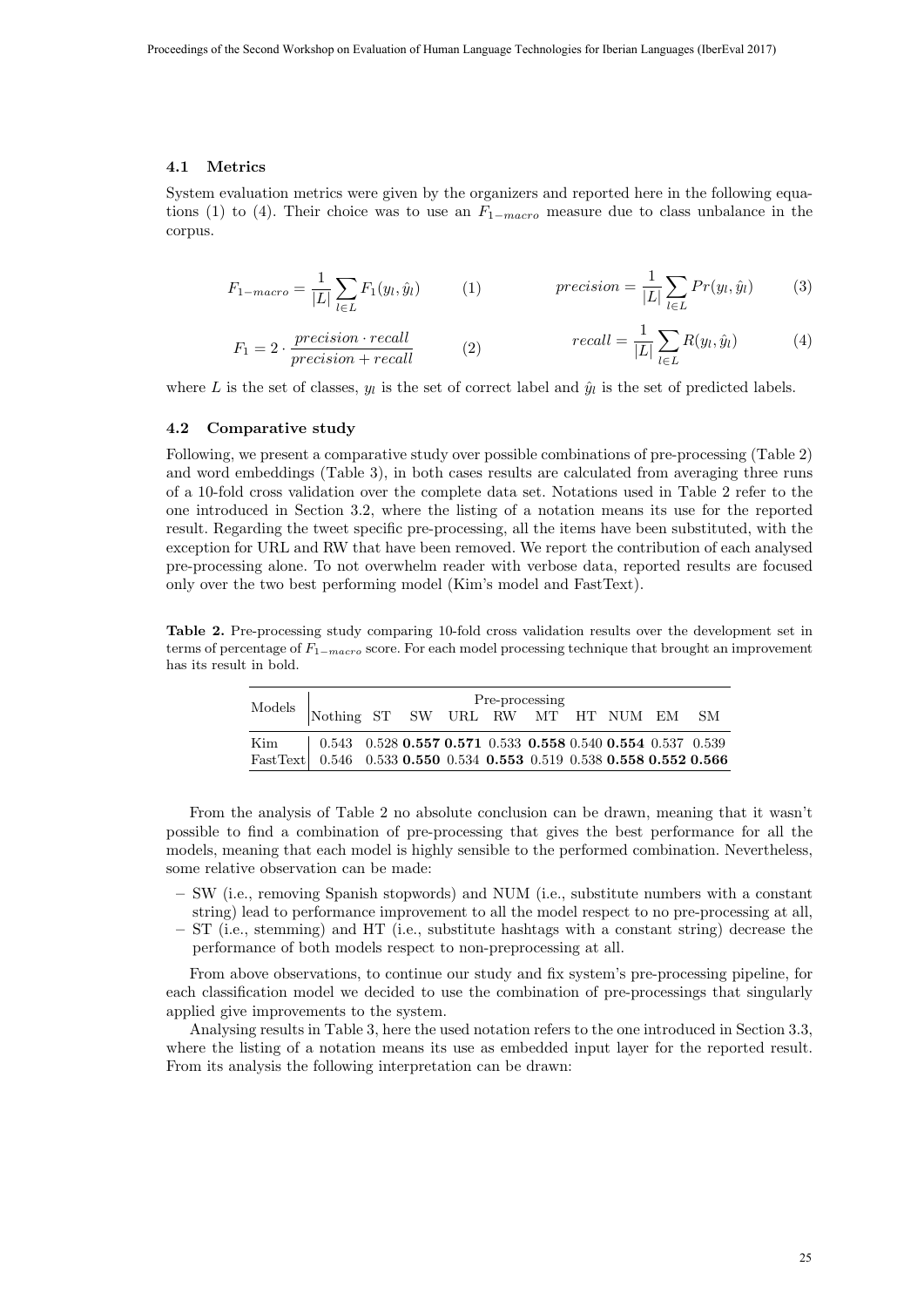### 4.1 Metrics

System evaluation metrics were given by the organizers and reported here in the following equations (1) to (4). Their choice was to use an $F_{1-macro}$ measure due to class unbalance in the corpus.

$$F_{1-macro} = \frac{1}{|L|} \sum_{l \in L} F_1(y_l, \hat{y}_l) \qquad (1)$$

$$F_1 = 2 \cdot \frac{precision \cdot recall}{precision + recall} \qquad (2)$$

$$precision = \frac{1}{|L|} \sum_{l \in L} Pr(y_l, \hat{y}_l) \qquad (3)$$

$$recall = \frac{1}{|L|} \sum_{l \in L} R(y_l, \hat{y}_l) \qquad (4)$$

where $L$ is the set of classes, $y_l$ is the set of correct label and $\hat{y}_l$ is the set of predicted labels.

### 4.2 Comparative study

Following, we present a comparative study over possible combinations of pre-processing (Table 2) and word embeddings (Table 3), in both cases results are calculated from averaging three runs of a 10-fold cross validation over the complete data set. Notations used in Table 2 refer to the one introduced in Section 3.2, where the listing of a notation means its use for the reported result. Regarding the tweet specific pre-processing, all the items have been substituted, with the exception for URL and RW that have been removed. We report the contribution of each analysed pre-processing alone. To not overwhelm reader with verbose data, reported results are focused only over the two best performing model (Kim's model and FastText).

**Table 2.** Pre-processing study comparing 10-fold cross validation results over the development set in terms of percentage of $F_{1-macro}$ score. For each model processing technique that brought an improvement has its result in bold.

| Models | Pre-processing | | | | | | | | | |
|---|---|---|---|---|---|---|---|---|---|---|
| | Nothing | ST | SW | URL | RW | MT | HT | NUM | EM | SM |
| Kim | 0.543 | 0.528 | **0.557** | **0.571** | 0.533 | **0.558** | 0.540 | **0.554** | 0.537 | 0.539 |
| FastText | 0.546 | 0.533 | **0.550** | 0.534 | **0.553** | 0.519 | 0.538 | **0.558** | **0.552** | **0.566** |

From the analysis of Table 2 no absolute conclusion can be drawn, meaning that it wasn't possible to find a combination of pre-processing that gives the best performance for all the models, meaning that each model is highly sensible to the performed combination. Nevertheless, some relative observation can be made:

- SW (i.e., removing Spanish stopwords) and NUM (i.e., substitute numbers with a constant string) lead to performance improvement to all the model respect to no pre-processing at all,
- ST (i.e., stemming) and HT (i.e., substitute hashtags with a constant string) decrease the performance of both models respect to non-preprocessing at all.

From above observations, to continue our study and fix system's pre-processing pipeline, for each classification model we decided to use the combination of pre-processings that singularly applied give improvements to the system.

Analysing results in Table 3, here the used notation refers to the one introduced in Section 3.3, where the listing of a notation means its use as embedded input layer for the reported result. From its analysis the following interpretation can be drawn: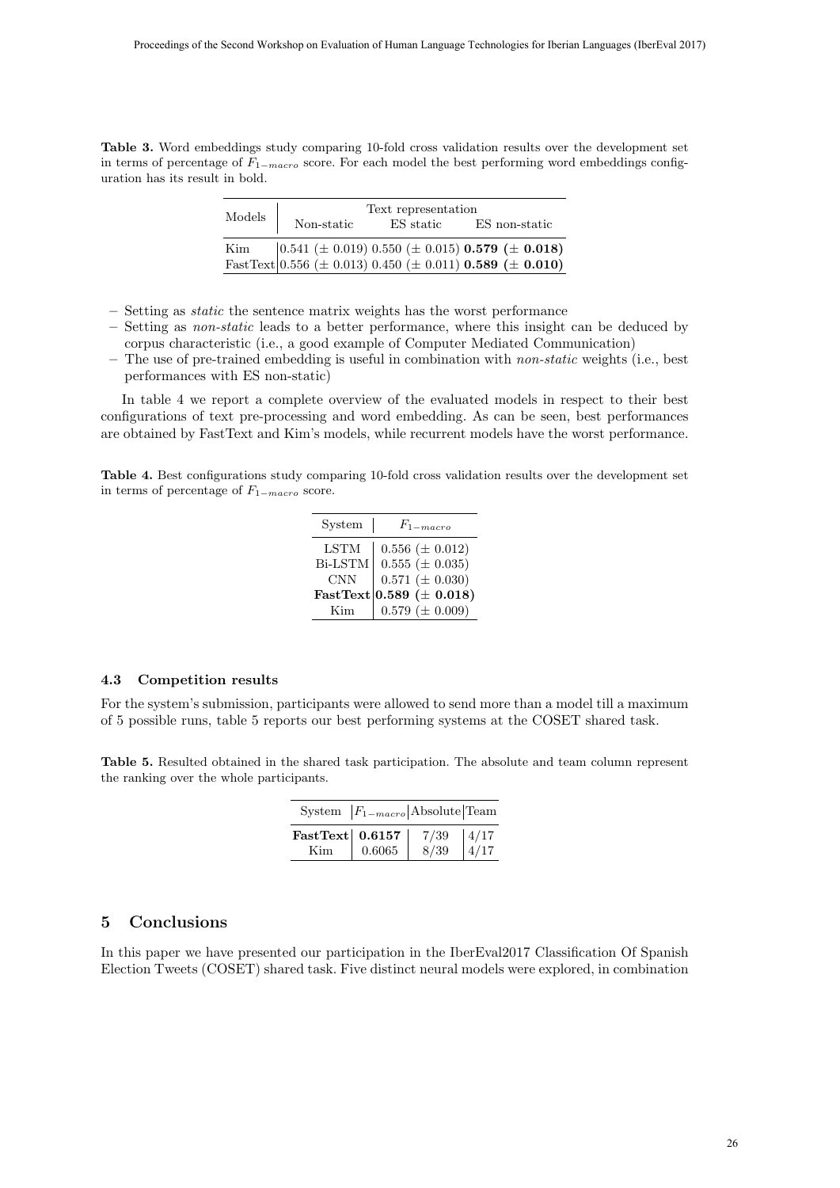**Table 3.** Word embeddings study comparing 10-fold cross validation results over the development set in terms of percentage of $F_{1-macro}$ score. For each model the best performing word embeddings configuration has its result in bold.

| Models | Text representation | | |
|---|---|---|---|
| | Non-static | ES static | ES non-static |
| Kim | 0.541 (± 0.019) | 0.550 (± 0.015) | **0.579 (± 0.018)** |
| FastText | 0.556 (± 0.013) | 0.450 (± 0.011) | **0.589 (± 0.010)** |

- Setting as *static* the sentence matrix weights has the worst performance
- Setting as *non-static* leads to a better performance, where this insight can be deduced by corpus characteristic (i.e., a good example of Computer Mediated Communication)
- The use of pre-trained embedding is useful in combination with *non-static* weights (i.e., best performances with ES non-static)

In table 4 we report a complete overview of the evaluated models in respect to their best configurations of text pre-processing and word embedding. As can be seen, best performances are obtained by FastText and Kim's models, while recurrent models have the worst performance.

**Table 4.** Best configurations study comparing 10-fold cross validation results over the development set in terms of percentage of $F_{1-macro}$ score.

| System | $F_{1-macro}$ |
|---|---|
| LSTM | 0.556 (± 0.012) |
| Bi-LSTM | 0.555 (± 0.035) |
| CNN | 0.571 (± 0.030) |
| **FastText** | **0.589 (± 0.018)** |
| Kim | 0.579 (± 0.009) |

### 4.3 Competition results

For the system's submission, participants were allowed to send more than a model till a maximum of 5 possible runs, table 5 reports our best performing systems at the COSET shared task.

**Table 5.** Resulted obtained in the shared task participation. The absolute and team column represent the ranking over the whole participants.

| System | $F_{1-macro}$ | Absolute | Team |
|---|---|---|---|
| **FastText** | **0.6157** | 7/39 | 4/17 |
| Kim | 0.6065 | 8/39 | 4/17 |

## 5 Conclusions

In this paper we have presented our participation in the IberEval2017 Classification Of Spanish Election Tweets (COSET) shared task. Five distinct neural models were explored, in combination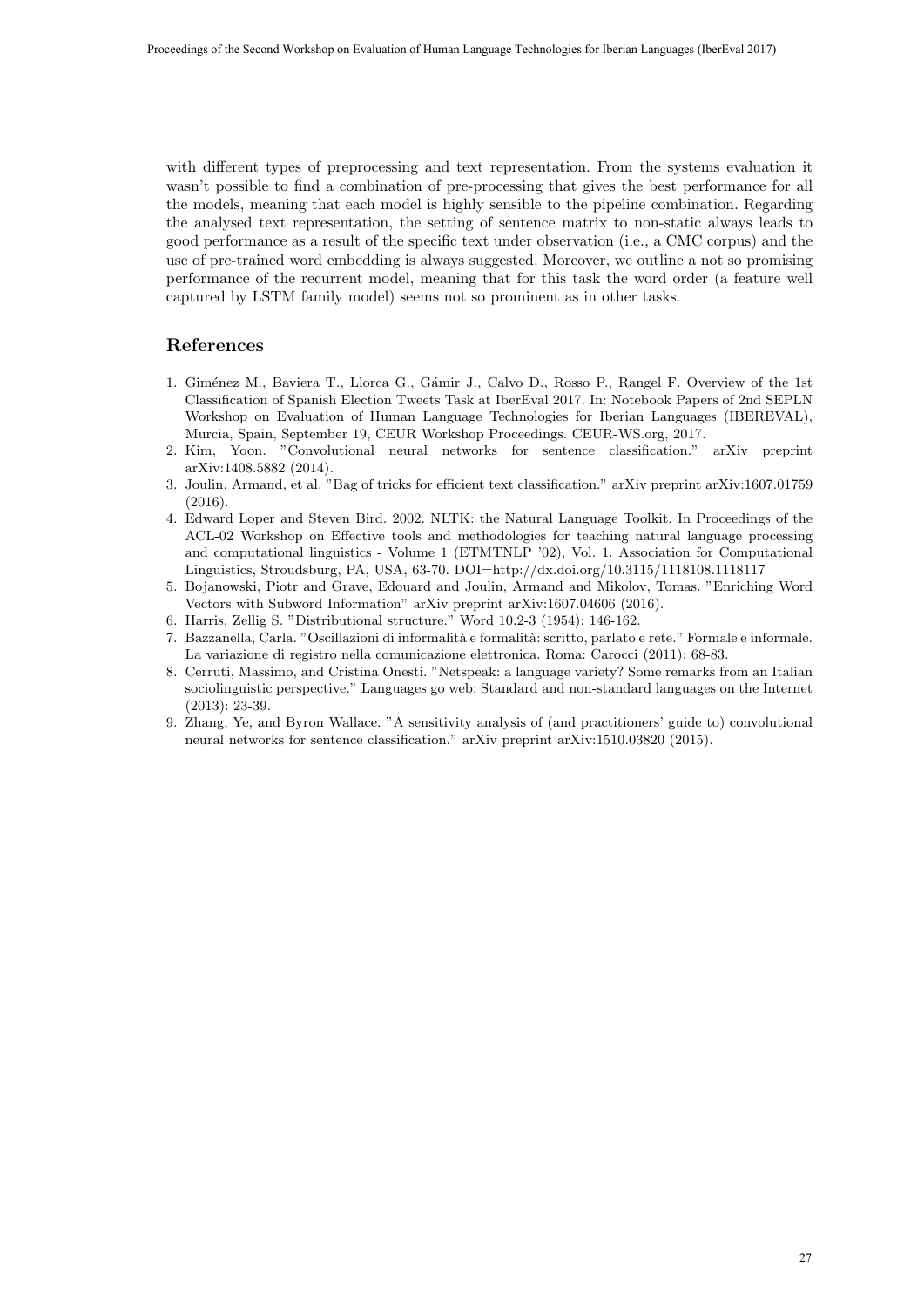with different types of preprocessing and text representation. From the systems evaluation it wasn't possible to find a combination of pre-processing that gives the best performance for all the models, meaning that each model is highly sensible to the pipeline combination. Regarding the analysed text representation, the setting of sentence matrix to non-static always leads to good performance as a result of the specific text under observation (i.e., a CMC corpus) and the use of pre-trained word embedding is always suggested. Moreover, we outline a not so promising performance of the recurrent model, meaning that for this task the word order (a feature well captured by LSTM family model) seems not so prominent as in other tasks.

## References

1. Giménez M., Baviera T., Llorca G., Gámir J., Calvo D., Rosso P., Rangel F. Overview of the 1st Classification of Spanish Election Tweets Task at IberEval 2017. In: Notebook Papers of 2nd SEPLN Workshop on Evaluation of Human Language Technologies for Iberian Languages (IBEREVAL), Murcia, Spain, September 19, CEUR Workshop Proceedings. CEUR-WS.org, 2017.
2. Kim, Yoon. "Convolutional neural networks for sentence classification." arXiv preprint arXiv:1408.5882 (2014).
3. Joulin, Armand, et al. "Bag of tricks for efficient text classification." arXiv preprint arXiv:1607.01759 (2016).
4. Edward Loper and Steven Bird. 2002. NLTK: the Natural Language Toolkit. In Proceedings of the ACL-02 Workshop on Effective tools and methodologies for teaching natural language processing and computational linguistics - Volume 1 (ETMTNLP '02), Vol. 1. Association for Computational Linguistics, Stroudsburg, PA, USA, 63-70. DOI=http://dx.doi.org/10.3115/1118108.1118117
5. Bojanowski, Piotr and Grave, Edouard and Joulin, Armand and Mikolov, Tomas. "Enriching Word Vectors with Subword Information" arXiv preprint arXiv:1607.04606 (2016).
6. Harris, Zellig S. "Distributional structure." Word 10.2-3 (1954): 146-162.
7. Bazzanella, Carla. "Oscillazioni di informalità e formalità: scritto, parlato e rete." Formale e informale. La variazione di registro nella comunicazione elettronica. Roma: Carocci (2011): 68-83.
8. Cerruti, Massimo, and Cristina Onesti. "Netspeak: a language variety? Some remarks from an Italian sociolinguistic perspective." Languages go web: Standard and non-standard languages on the Internet (2013): 23-39.
9. Zhang, Ye, and Byron Wallace. "A sensitivity analysis of (and practitioners' guide to) convolutional neural networks for sentence classification." arXiv preprint arXiv:1510.03820 (2015).